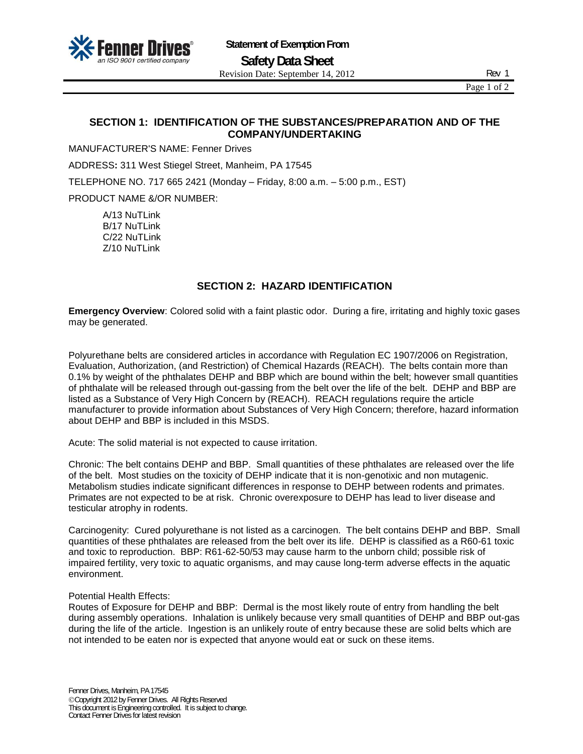**Statement of Exemption From**

**Safety Data Sheet**

Revision Date: September 14, 2012 Rev 1

## SECTION 1: IDENTIFICATION OF THE SUBSTANCES/PREPARATION AND OF THE COMPANY/UNDERTAKING

MANUFACTURER'S NAME: Fenner Drives

ADDRESS**:** 311 West Stiegel Street, Manheim, PA 17545

TELEPHONE NO. 717 665 2421 (Monday – Friday, 8:00 a.m. – 5:00 p.m., EST)

PRODUCT NAME &/OR NUMBER:

A/13 NuTLink
B/17 NuTLink
C/22 NuTLink
Z/10 NuTLink

## SECTION 2: HAZARD IDENTIFICATION

**Emergency Overview**: Colored solid with a faint plastic odor. During a fire, irritating and highly toxic gases may be generated.

Polyurethane belts are considered articles in accordance with Regulation EC 1907/2006 on Registration, Evaluation, Authorization, (and Restriction) of Chemical Hazards (REACH). The belts contain more than 0.1% by weight of the phthalates DEHP and BBP which are bound within the belt; however small quantities of phthalate will be released through out-gassing from the belt over the life of the belt. DEHP and BBP are listed as a Substance of Very High Concern by (REACH). REACH regulations require the article manufacturer to provide information about Substances of Very High Concern; therefore, hazard information about DEHP and BBP is included in this MSDS.

Acute: The solid material is not expected to cause irritation.

Chronic: The belt contains DEHP and BBP. Small quantities of these phthalates are released over the life of the belt. Most studies on the toxicity of DEHP indicate that it is non-genotixic and non mutagenic. Metabolism studies indicate significant differences in response to DEHP between rodents and primates. Primates are not expected to be at risk. Chronic overexposure to DEHP has lead to liver disease and testicular atrophy in rodents.

Carcinogenity: Cured polyurethane is not listed as a carcinogen. The belt contains DEHP and BBP. Small quantities of these phthalates are released from the belt over its life. DEHP is classified as a R60-61 toxic and toxic to reproduction. BBP: R61-62-50/53 may cause harm to the unborn child; possible risk of impaired fertility, very toxic to aquatic organisms, and may cause long-term adverse effects in the aquatic environment.

Potential Health Effects:
Routes of Exposure for DEHP and BBP: Dermal is the most likely route of entry from handling the belt during assembly operations. Inhalation is unlikely because very small quantities of DEHP and BBP out-gas during the life of the article. Ingestion is an unlikely route of entry because these are solid belts which are not intended to be eaten nor is expected that anyone would eat or suck on these items.

Fenner Drives, Manheim, PA 17545
©Copyright 2012 by Fenner Drives. All Rights Reserved
This document is Engineering controlled. It is subject to change.
Contact Fenner Drives for latest revision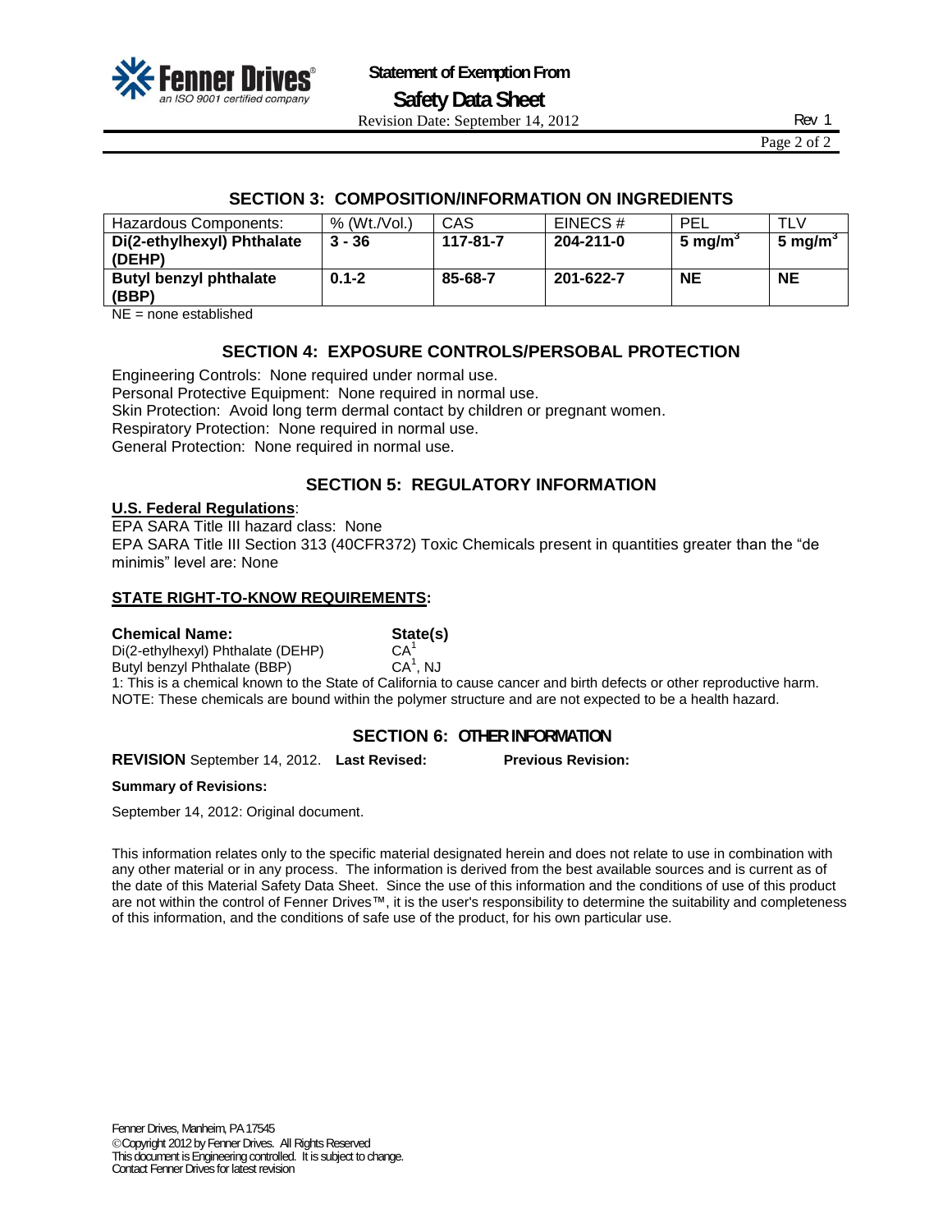## SECTION 3: COMPOSITION/INFORMATION ON INGREDIENTS

| Hazardous Components: | % (Wt./Vol.) | CAS | EINECS # | PEL | TLV |
|---|---|---|---|---|---|
| **Di(2-ethylhexyl) Phthalate (DEHP)** | **3 - 36** | **117-81-7** | **204-211-0** | **5 mg/m$^3$** | **5 mg/m$^3$** |
| **Butyl benzyl phthalate (BBP)** | **0.1-2** | **85-68-7** | **201-622-7** | **NE** | **NE** |

NE = none established

## SECTION 4: EXPOSURE CONTROLS/PERSOBAL PROTECTION

Engineering Controls: None required under normal use.
Personal Protective Equipment: None required in normal use.
Skin Protection: Avoid long term dermal contact by children or pregnant women.
Respiratory Protection: None required in normal use.
General Protection: None required in normal use.

## SECTION 5: REGULATORY INFORMATION

**U.S. Federal Regulations**:

EPA SARA Title III hazard class: None
EPA SARA Title III Section 313 (40CFR372) Toxic Chemicals present in quantities greater than the "de minimis" level are: None

**STATE RIGHT-TO-KNOW REQUIREMENTS:**

| **Chemical Name:** | **State(s)** |
|---|---|
| Di(2-ethylhexyl) Phthalate (DEHP) | CA[1] |
| Butyl benzyl Phthalate (BBP) | CA[1], NJ |

1: This is a chemical known to the State of California to cause cancer and birth defects or other reproductive harm.
NOTE: These chemicals are bound within the polymer structure and are not expected to be a health hazard.

## SECTION 6: OTHER INFORMATION

**REVISION** September 14, 2012. **Last Revised:** **Previous Revision:**

**Summary of Revisions:**

September 14, 2012: Original document.

This information relates only to the specific material designated herein and does not relate to use in combination with any other material or in any process. The information is derived from the best available sources and is current as of the date of this Material Safety Data Sheet. Since the use of this information and the conditions of use of this product are not within the control of Fenner Drives™, it is the user's responsibility to determine the suitability and completeness of this information, and the conditions of safe use of the product, for his own particular use.

Fenner Drives, Manheim, PA 17545
©Copyright 2012 by Fenner Drives. All Rights Reserved
This document is Engineering controlled. It is subject to change.
Contact Fenner Drives for latest revision